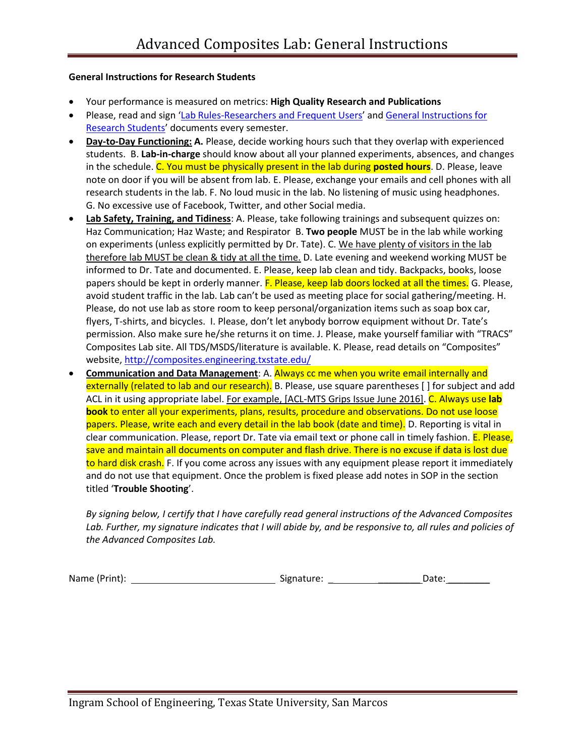# Advanced Composites Lab: General Instructions

**General Instructions for Research Students**

- Your performance is measured on metrics: **High Quality Research and Publications**
- Please, read and sign 'Lab Rules-Researchers and Frequent Users' and General Instructions for Research Students' documents every semester.
- **Day-to-Day Functioning:** **A.** Please, decide working hours such that they overlap with experienced students. B. **Lab-in-charge** should know about all your planned experiments, absences, and changes in the schedule. C. You must be physically present in the lab during **posted hours**. D. Please, leave note on door if you will be absent from lab. E. Please, exchange your emails and cell phones with all research students in the lab. F. No loud music in the lab. No listening of music using headphones. G. No excessive use of Facebook, Twitter, and other Social media.
- **Lab Safety, Training, and Tidiness**: A. Please, take following trainings and subsequent quizzes on: Haz Communication; Haz Waste; and Respirator B. **Two people** MUST be in the lab while working on experiments (unless explicitly permitted by Dr. Tate). C. We have plenty of visitors in the lab therefore lab MUST be clean & tidy at all the time. D. Late evening and weekend working MUST be informed to Dr. Tate and documented. E. Please, keep lab clean and tidy. Backpacks, books, loose papers should be kept in orderly manner. F. Please, keep lab doors locked at all the times. G. Please, avoid student traffic in the lab. Lab can't be used as meeting place for social gathering/meeting. H. Please, do not use lab as store room to keep personal/organization items such as soap box car, flyers, T-shirts, and bicycles. I. Please, don't let anybody borrow equipment without Dr. Tate's permission. Also make sure he/she returns it on time. J. Please, make yourself familiar with "TRACS" Composites Lab site. All TDS/MSDS/literature is available. K. Please, read details on "Composites" website, http://composites.engineering.txstate.edu/
- **Communication and Data Management**: A. Always cc me when you write email internally and externally (related to lab and our research). B. Please, use square parentheses [ ] for subject and add ACL in it using appropriate label. For example, [ACL-MTS Grips Issue June 2016]. C. Always use **lab book** to enter all your experiments, plans, results, procedure and observations. Do not use loose papers. Please, write each and every detail in the lab book (date and time). D. Reporting is vital in clear communication. Please, report Dr. Tate via email text or phone call in timely fashion. E. Please, save and maintain all documents on computer and flash drive. There is no excuse if data is lost due to hard disk crash. F. If you come across any issues with any equipment please report it immediately and do not use that equipment. Once the problem is fixed please add notes in SOP in the section titled '**Trouble Shooting**'.

*By signing below, I certify that I have carefully read general instructions of the Advanced Composites Lab. Further, my signature indicates that I will abide by, and be responsive to, all rules and policies of the Advanced Composites Lab.*

Name (Print): ____________________ Signature: ____________________ Date: ________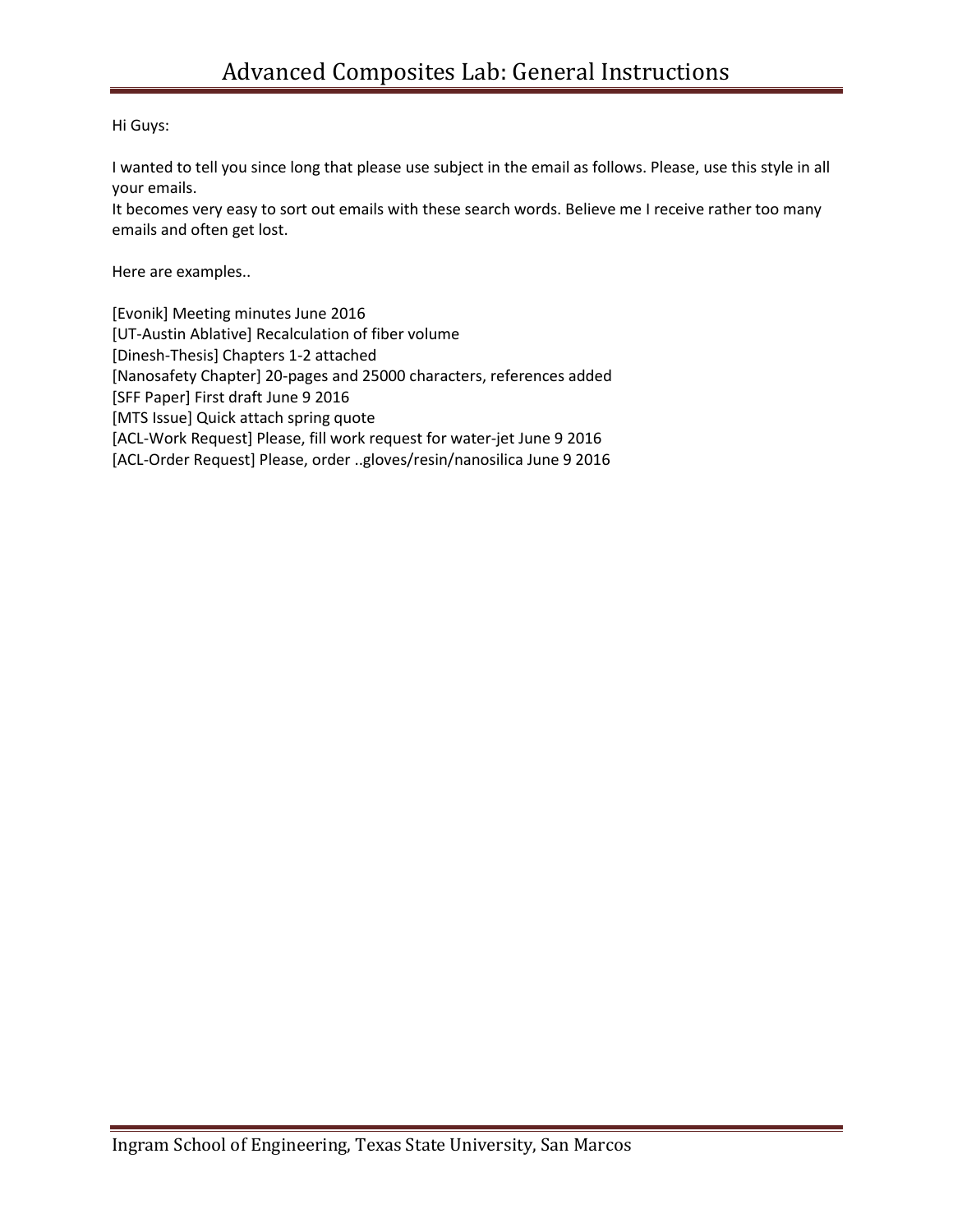Hi Guys:

I wanted to tell you since long that please use subject in the email as follows. Please, use this style in all your emails.
It becomes very easy to sort out emails with these search words. Believe me I receive rather too many emails and often get lost.

Here are examples..

[Evonik] Meeting minutes June 2016
[UT-Austin Ablative] Recalculation of fiber volume
[Dinesh-Thesis] Chapters 1-2 attached
[Nanosafety Chapter] 20-pages and 25000 characters, references added
[SFF Paper] First draft June 9 2016
[MTS Issue] Quick attach spring quote
[ACL-Work Request] Please, fill work request for water-jet June 9 2016
[ACL-Order Request] Please, order ..gloves/resin/nanosilica June 9 2016